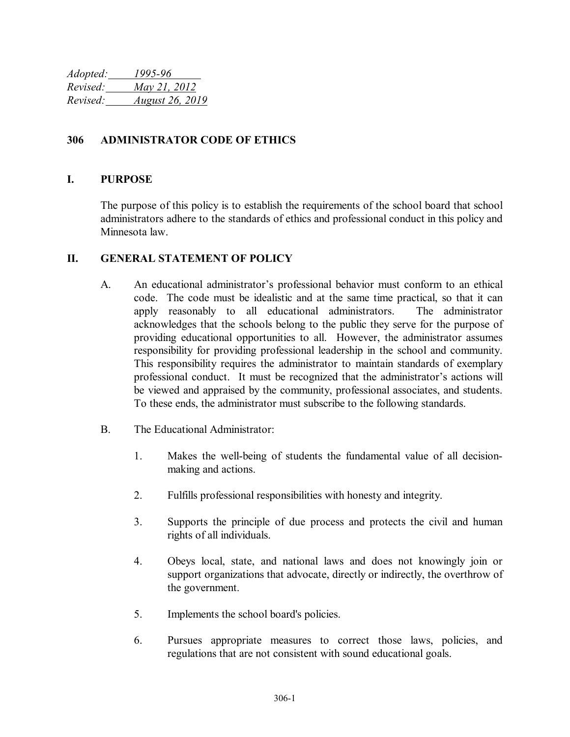*Adopted:* *1995-96*
*Revised:* *May 21, 2012*
*Revised:* *August 26, 2019*

# 306 ADMINISTRATOR CODE OF ETHICS

## I. PURPOSE

The purpose of this policy is to establish the requirements of the school board that school administrators adhere to the standards of ethics and professional conduct in this policy and Minnesota law.

## II. GENERAL STATEMENT OF POLICY

A. An educational administrator's professional behavior must conform to an ethical code. The code must be idealistic and at the same time practical, so that it can apply reasonably to all educational administrators. The administrator acknowledges that the schools belong to the public they serve for the purpose of providing educational opportunities to all. However, the administrator assumes responsibility for providing professional leadership in the school and community. This responsibility requires the administrator to maintain standards of exemplary professional conduct. It must be recognized that the administrator's actions will be viewed and appraised by the community, professional associates, and students. To these ends, the administrator must subscribe to the following standards.

B. The Educational Administrator:

1. Makes the well-being of students the fundamental value of all decision-making and actions.

2. Fulfills professional responsibilities with honesty and integrity.

3. Supports the principle of due process and protects the civil and human rights of all individuals.

4. Obeys local, state, and national laws and does not knowingly join or support organizations that advocate, directly or indirectly, the overthrow of the government.

5. Implements the school board's policies.

6. Pursues appropriate measures to correct those laws, policies, and regulations that are not consistent with sound educational goals.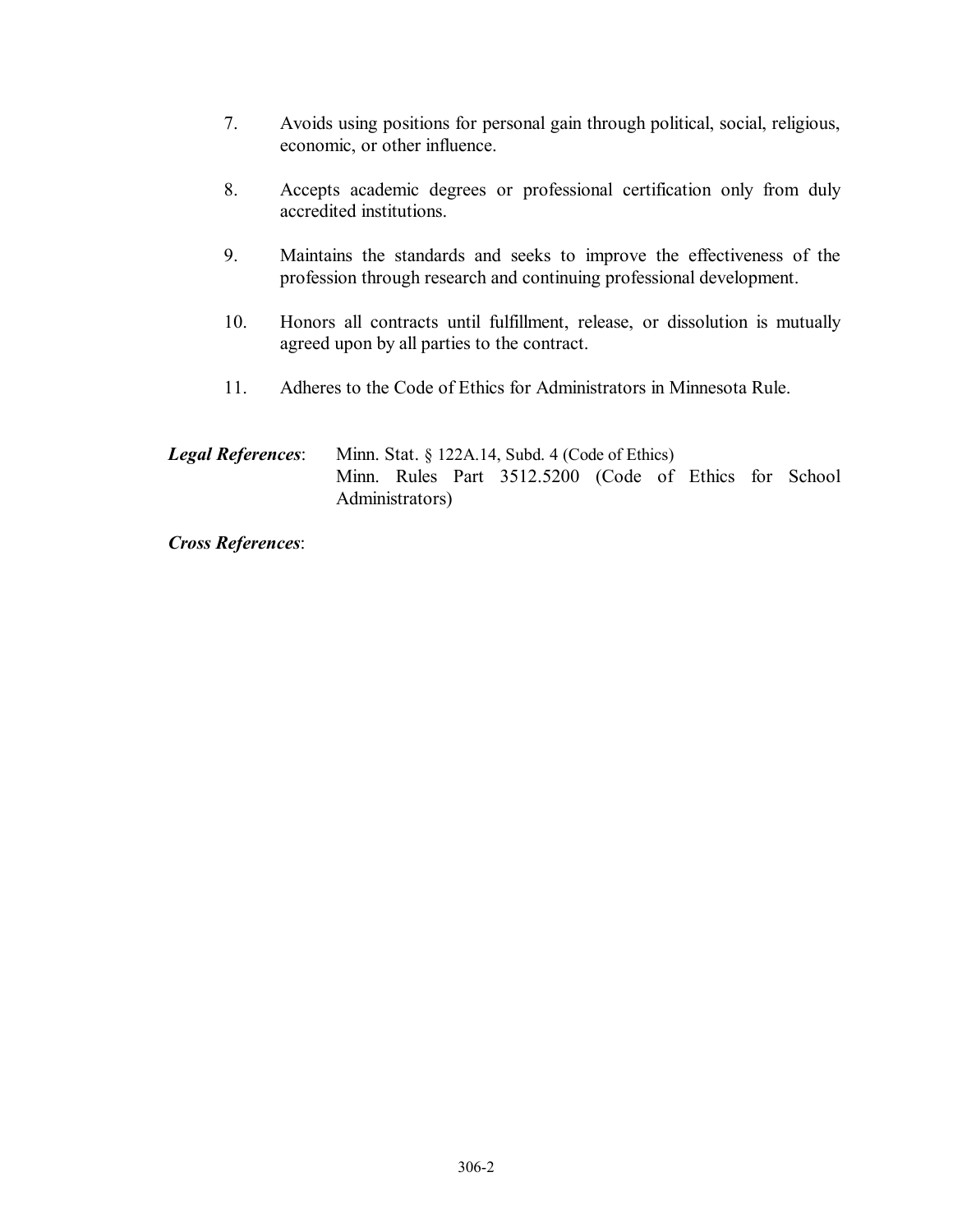7. Avoids using positions for personal gain through political, social, religious, economic, or other influence.

8. Accepts academic degrees or professional certification only from duly accredited institutions.

9. Maintains the standards and seeks to improve the effectiveness of the profession through research and continuing professional development.

10. Honors all contracts until fulfillment, release, or dissolution is mutually agreed upon by all parties to the contract.

11. Adheres to the Code of Ethics for Administrators in Minnesota Rule.

***Legal References***: Minn. Stat. § 122A.14, Subd. 4 (Code of Ethics)
Minn. Rules Part 3512.5200 (Code of Ethics for School Administrators)

***Cross References***: